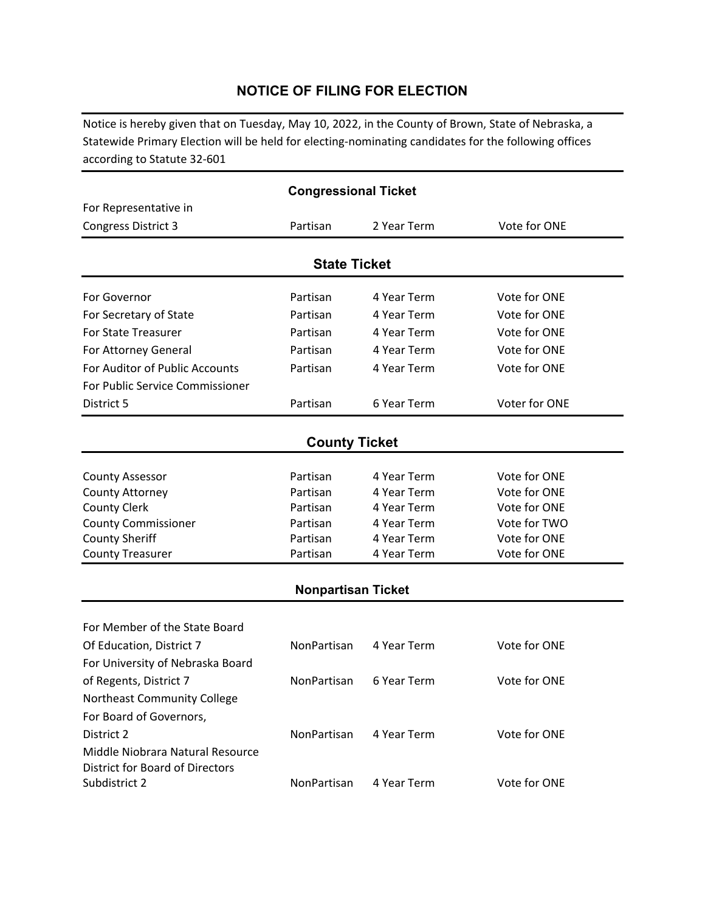# NOTICE OF FILING FOR ELECTION

Notice is hereby given that on Tuesday, May 10, 2022, in the County of Brown, State of Nebraska, a Statewide Primary Election will be held for electing-nominating candidates for the following offices according to Statute 32-601

## Congressional Ticket

| | | | |
|---|---|---|---|
| For Representative in Congress District 3 | Partisan | 2 Year Term | Vote for ONE |

## State Ticket

| | | | |
|---|---|---|---|
| For Governor | Partisan | 4 Year Term | Vote for ONE |
| For Secretary of State | Partisan | 4 Year Term | Vote for ONE |
| For State Treasurer | Partisan | 4 Year Term | Vote for ONE |
| For Attorney General | Partisan | 4 Year Term | Vote for ONE |
| For Auditor of Public Accounts | Partisan | 4 Year Term | Vote for ONE |
| For Public Service Commissioner District 5 | Partisan | 6 Year Term | Voter for ONE |

## County Ticket

| | | | |
|---|---|---|---|
| County Assessor | Partisan | 4 Year Term | Vote for ONE |
| County Attorney | Partisan | 4 Year Term | Vote for ONE |
| County Clerk | Partisan | 4 Year Term | Vote for ONE |
| County Commissioner | Partisan | 4 Year Term | Vote for TWO |
| County Sheriff | Partisan | 4 Year Term | Vote for ONE |
| County Treasurer | Partisan | 4 Year Term | Vote for ONE |

## Nonpartisan Ticket

| | | | |
|---|---|---|---|
| For Member of the State Board Of Education, District 7 | NonPartisan | 4 Year Term | Vote for ONE |
| For University of Nebraska Board of Regents, District 7 | NonPartisan | 6 Year Term | Vote for ONE |
| Northeast Community College For Board of Governors, District 2 | NonPartisan | 4 Year Term | Vote for ONE |
| Middle Niobrara Natural Resource District for Board of Directors Subdistrict 2 | NonPartisan | 4 Year Term | Vote for ONE |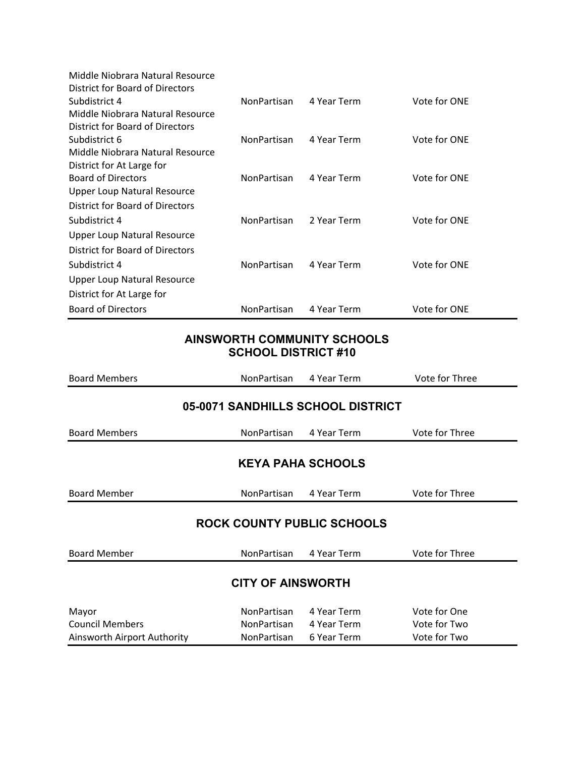| | | | |
|---|---|---|---|
| Middle Niobrara Natural Resource District for Board of Directors Subdistrict 4 | NonPartisan | 4 Year Term | Vote for ONE |
| Middle Niobrara Natural Resource District for Board of Directors Subdistrict 6 | NonPartisan | 4 Year Term | Vote for ONE |
| Middle Niobrara Natural Resource District for At Large for Board of Directors | NonPartisan | 4 Year Term | Vote for ONE |
| Upper Loup Natural Resource District for Board of Directors Subdistrict 4 | NonPartisan | 2 Year Term | Vote for ONE |
| Upper Loup Natural Resource District for Board of Directors Subdistrict 4 | NonPartisan | 4 Year Term | Vote for ONE |
| Upper Loup Natural Resource District for At Large for Board of Directors | NonPartisan | 4 Year Term | Vote for ONE |

## AINSWORTH COMMUNITY SCHOOLS SCHOOL DISTRICT #10

| | | | |
|---|---|---|---|
| Board Members | NonPartisan | 4 Year Term | Vote for Three |

## 05-0071 SANDHILLS SCHOOL DISTRICT

| | | | |
|---|---|---|---|
| Board Members | NonPartisan | 4 Year Term | Vote for Three |

## KEYA PAHA SCHOOLS

| | | | |
|---|---|---|---|
| Board Member | NonPartisan | 4 Year Term | Vote for Three |

## ROCK COUNTY PUBLIC SCHOOLS

| | | | |
|---|---|---|---|
| Board Member | NonPartisan | 4 Year Term | Vote for Three |

## CITY OF AINSWORTH

| | | | |
|---|---|---|---|
| Mayor | NonPartisan | 4 Year Term | Vote for One |
| Council Members | NonPartisan | 4 Year Term | Vote for Two |
| Ainsworth Airport Authority | NonPartisan | 6 Year Term | Vote for Two |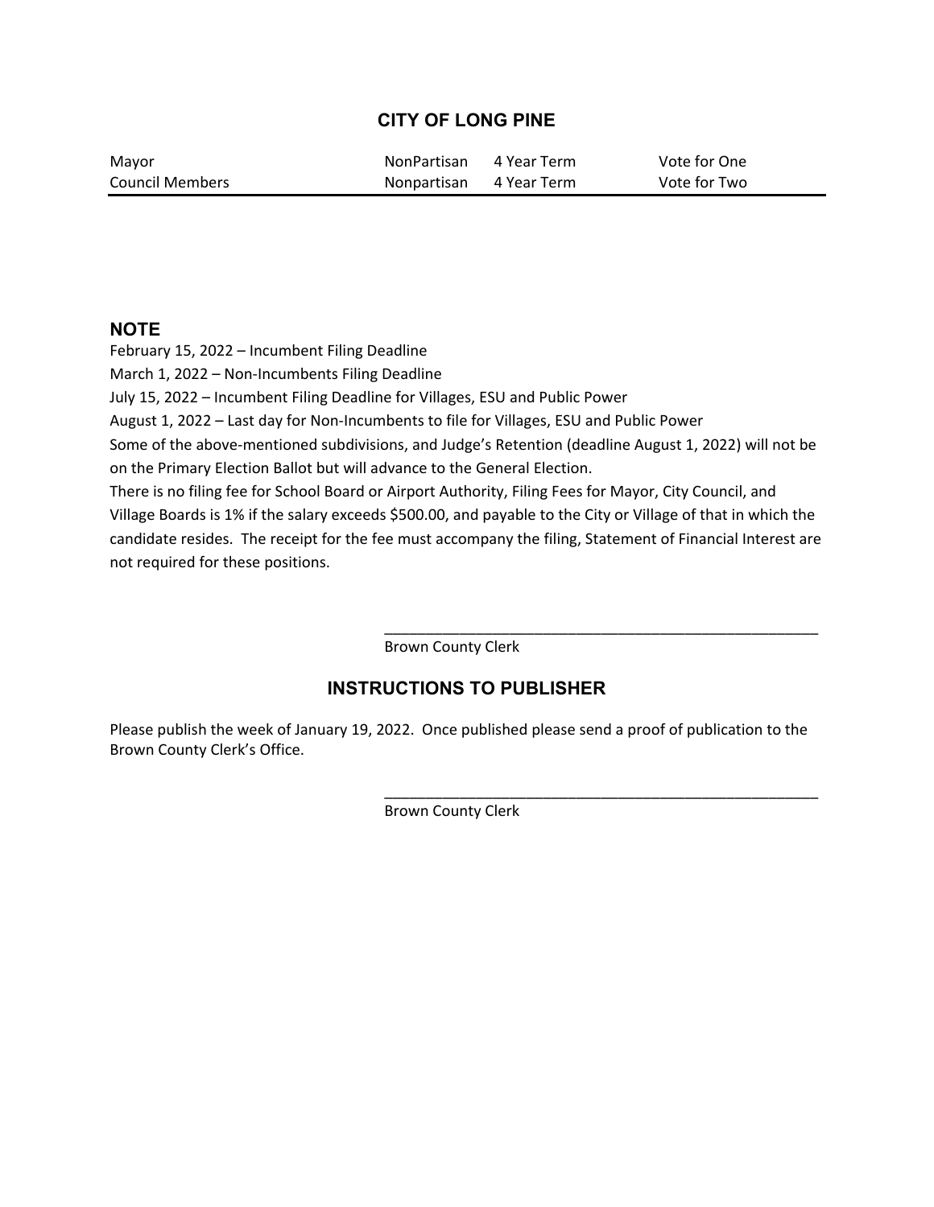## CITY OF LONG PINE

| | | | |
|---|---|---|---|
| Mayor | NonPartisan | 4 Year Term | Vote for One |
| Council Members | Nonpartisan | 4 Year Term | Vote for Two |

### NOTE

February 15, 2022 – Incumbent Filing Deadline
March 1, 2022 – Non-Incumbents Filing Deadline
July 15, 2022 – Incumbent Filing Deadline for Villages, ESU and Public Power
August 1, 2022 – Last day for Non-Incumbents to file for Villages, ESU and Public Power
Some of the above-mentioned subdivisions, and Judge's Retention (deadline August 1, 2022) will not be on the Primary Election Ballot but will advance to the General Election.
There is no filing fee for School Board or Airport Authority, Filing Fees for Mayor, City Council, and Village Boards is 1% if the salary exceeds $500.00, and payable to the City or Village of that in which the candidate resides. The receipt for the fee must accompany the filing, Statement of Financial Interest are not required for these positions.

______________________________________________________
Brown County Clerk

## INSTRUCTIONS TO PUBLISHER

Please publish the week of January 19, 2022. Once published please send a proof of publication to the Brown County Clerk's Office.

______________________________________________________
Brown County Clerk